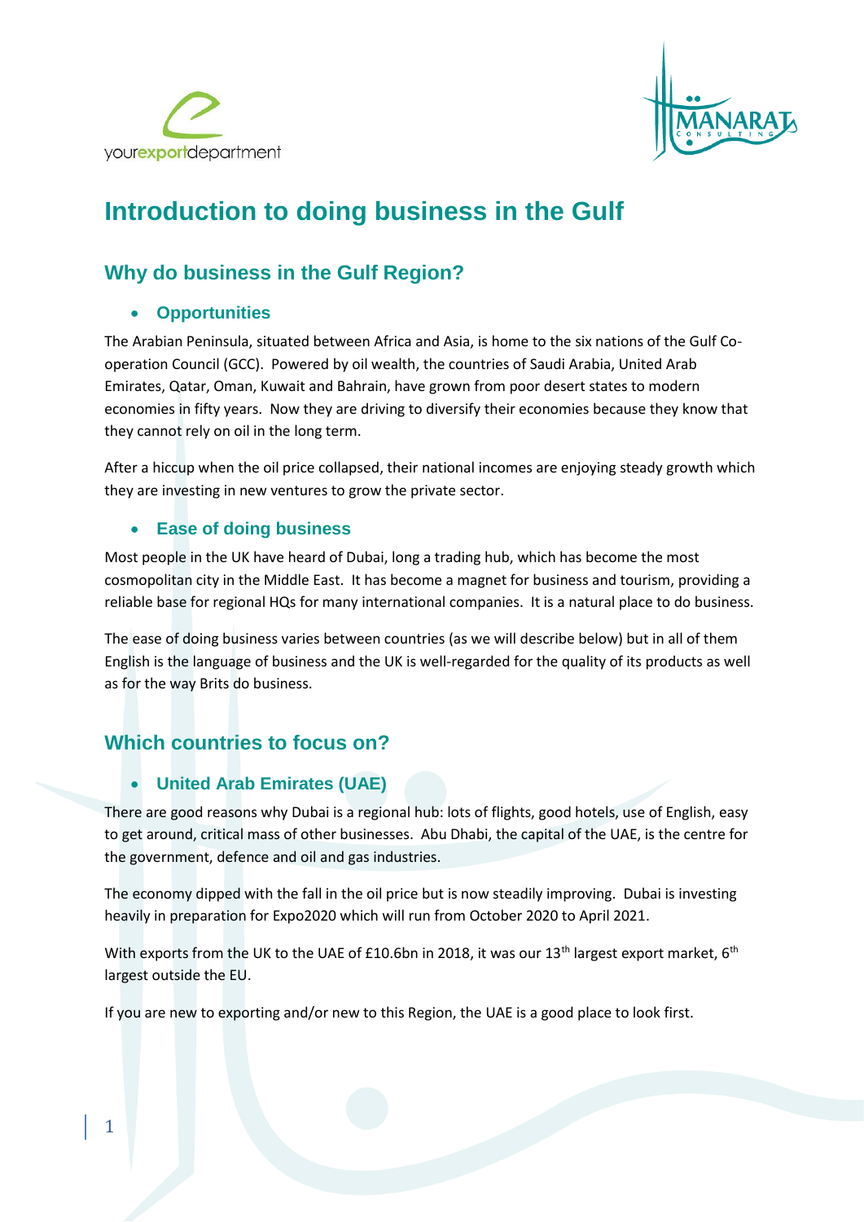# Introduction to doing business in the Gulf

## Why do business in the Gulf Region?

### Opportunities

The Arabian Peninsula, situated between Africa and Asia, is home to the six nations of the Gulf Co-operation Council (GCC). Powered by oil wealth, the countries of Saudi Arabia, United Arab Emirates, Qatar, Oman, Kuwait and Bahrain, have grown from poor desert states to modern economies in fifty years. Now they are driving to diversify their economies because they know that they cannot rely on oil in the long term.

After a hiccup when the oil price collapsed, their national incomes are enjoying steady growth which they are investing in new ventures to grow the private sector.

### Ease of doing business

Most people in the UK have heard of Dubai, long a trading hub, which has become the most cosmopolitan city in the Middle East. It has become a magnet for business and tourism, providing a reliable base for regional HQs for many international companies. It is a natural place to do business.

The ease of doing business varies between countries (as we will describe below) but in all of them English is the language of business and the UK is well-regarded for the quality of its products as well as for the way Brits do business.

## Which countries to focus on?

### United Arab Emirates (UAE)

There are good reasons why Dubai is a regional hub: lots of flights, good hotels, use of English, easy to get around, critical mass of other businesses. Abu Dhabi, the capital of the UAE, is the centre for the government, defence and oil and gas industries.

The economy dipped with the fall in the oil price but is now steadily improving. Dubai is investing heavily in preparation for Expo2020 which will run from October 2020 to April 2021.

With exports from the UK to the UAE of £10.6bn in 2018, it was our 13th largest export market, 6th largest outside the EU.

If you are new to exporting and/or new to this Region, the UAE is a good place to look first.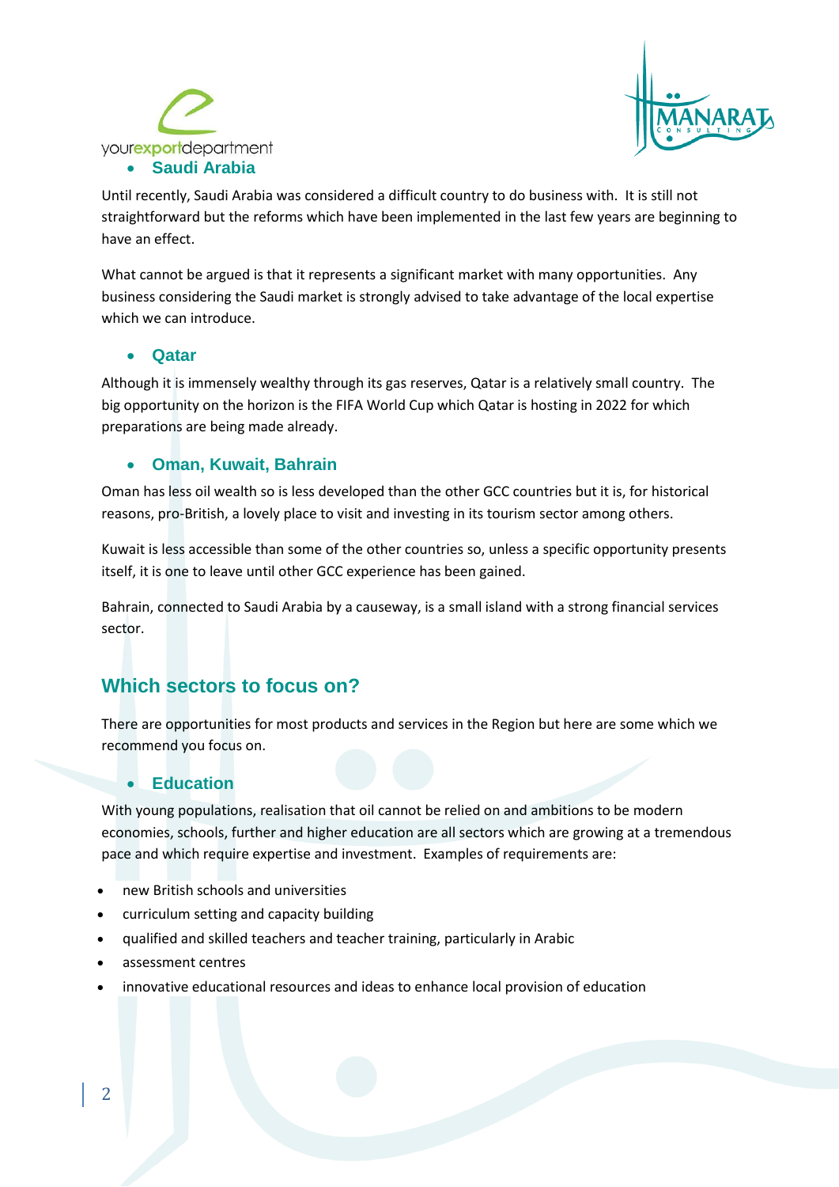- **Saudi Arabia**

Until recently, Saudi Arabia was considered a difficult country to do business with. It is still not straightforward but the reforms which have been implemented in the last few years are beginning to have an effect.

What cannot be argued is that it represents a significant market with many opportunities. Any business considering the Saudi market is strongly advised to take advantage of the local expertise which we can introduce.

- **Qatar**

Although it is immensely wealthy through its gas reserves, Qatar is a relatively small country. The big opportunity on the horizon is the FIFA World Cup which Qatar is hosting in 2022 for which preparations are being made already.

- **Oman, Kuwait, Bahrain**

Oman has less oil wealth so is less developed than the other GCC countries but it is, for historical reasons, pro-British, a lovely place to visit and investing in its tourism sector among others.

Kuwait is less accessible than some of the other countries so, unless a specific opportunity presents itself, it is one to leave until other GCC experience has been gained.

Bahrain, connected to Saudi Arabia by a causeway, is a small island with a strong financial services sector.

## Which sectors to focus on?

There are opportunities for most products and services in the Region but here are some which we recommend you focus on.

- **Education**

With young populations, realisation that oil cannot be relied on and ambitions to be modern economies, schools, further and higher education are all sectors which are growing at a tremendous pace and which require expertise and investment. Examples of requirements are:

- new British schools and universities
- curriculum setting and capacity building
- qualified and skilled teachers and teacher training, particularly in Arabic
- assessment centres
- innovative educational resources and ideas to enhance local provision of education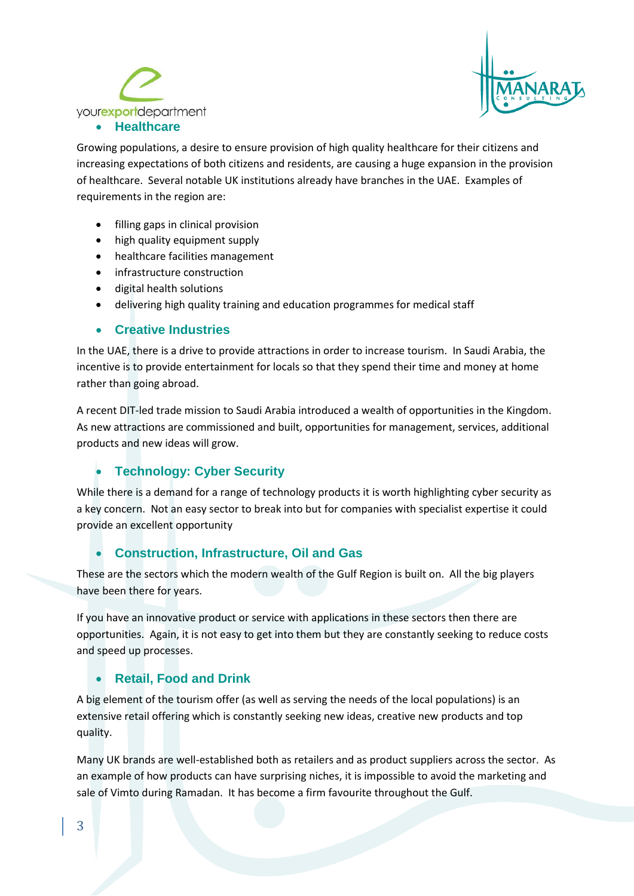- **Healthcare**

Growing populations, a desire to ensure provision of high quality healthcare for their citizens and increasing expectations of both citizens and residents, are causing a huge expansion in the provision of healthcare. Several notable UK institutions already have branches in the UAE. Examples of requirements in the region are:

- filling gaps in clinical provision
- high quality equipment supply
- healthcare facilities management
- infrastructure construction
- digital health solutions
- delivering high quality training and education programmes for medical staff

- **Creative Industries**

In the UAE, there is a drive to provide attractions in order to increase tourism. In Saudi Arabia, the incentive is to provide entertainment for locals so that they spend their time and money at home rather than going abroad.

A recent DIT-led trade mission to Saudi Arabia introduced a wealth of opportunities in the Kingdom. As new attractions are commissioned and built, opportunities for management, services, additional products and new ideas will grow.

- **Technology: Cyber Security**

While there is a demand for a range of technology products it is worth highlighting cyber security as a key concern. Not an easy sector to break into but for companies with specialist expertise it could provide an excellent opportunity

- **Construction, Infrastructure, Oil and Gas**

These are the sectors which the modern wealth of the Gulf Region is built on. All the big players have been there for years.

If you have an innovative product or service with applications in these sectors then there are opportunities. Again, it is not easy to get into them but they are constantly seeking to reduce costs and speed up processes.

- **Retail, Food and Drink**

A big element of the tourism offer (as well as serving the needs of the local populations) is an extensive retail offering which is constantly seeking new ideas, creative new products and top quality.

Many UK brands are well-established both as retailers and as product suppliers across the sector. As an example of how products can have surprising niches, it is impossible to avoid the marketing and sale of Vimto during Ramadan. It has become a firm favourite throughout the Gulf.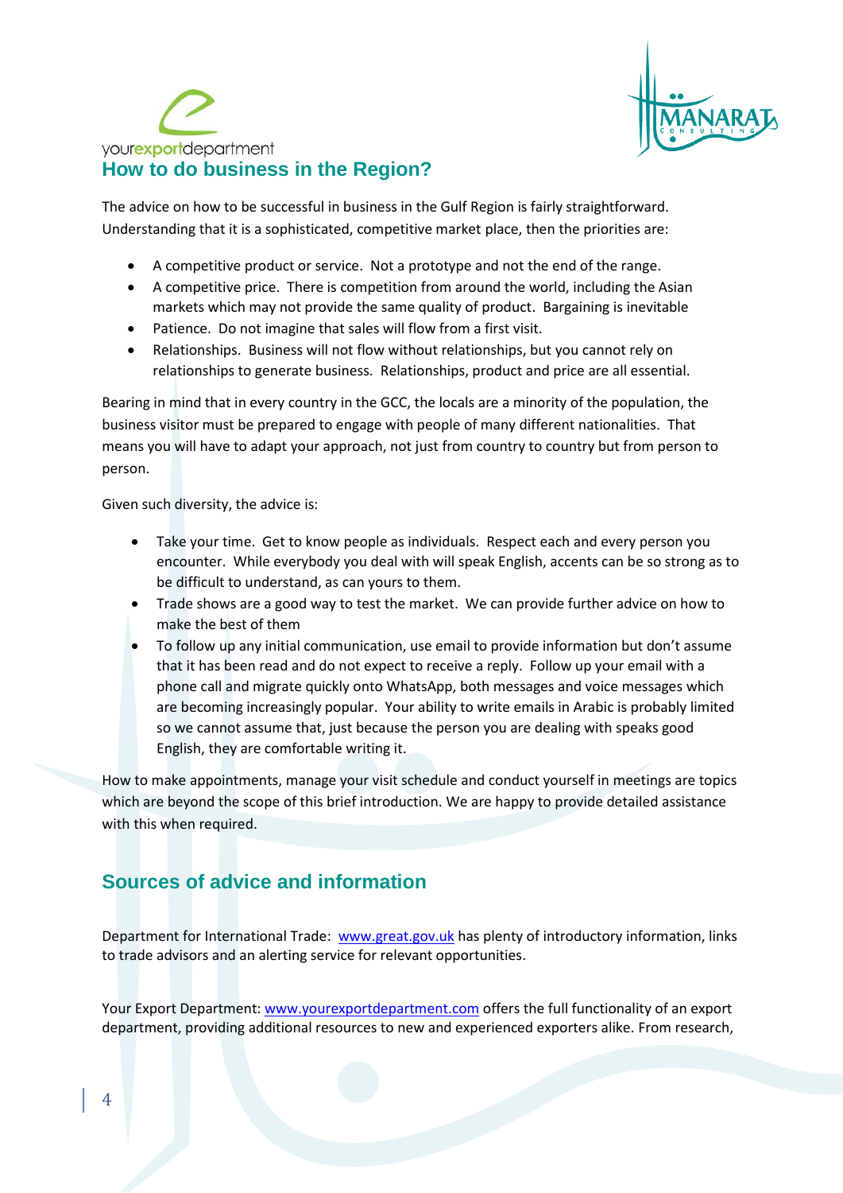## How to do business in the Region?

The advice on how to be successful in business in the Gulf Region is fairly straightforward. Understanding that it is a sophisticated, competitive market place, then the priorities are:

- A competitive product or service. Not a prototype and not the end of the range.
- A competitive price. There is competition from around the world, including the Asian markets which may not provide the same quality of product. Bargaining is inevitable
- Patience. Do not imagine that sales will flow from a first visit.
- Relationships. Business will not flow without relationships, but you cannot rely on relationships to generate business. Relationships, product and price are all essential.

Bearing in mind that in every country in the GCC, the locals are a minority of the population, the business visitor must be prepared to engage with people of many different nationalities. That means you will have to adapt your approach, not just from country to country but from person to person.

Given such diversity, the advice is:

- Take your time. Get to know people as individuals. Respect each and every person you encounter. While everybody you deal with will speak English, accents can be so strong as to be difficult to understand, as can yours to them.
- Trade shows are a good way to test the market. We can provide further advice on how to make the best of them
- To follow up any initial communication, use email to provide information but don't assume that it has been read and do not expect to receive a reply. Follow up your email with a phone call and migrate quickly onto WhatsApp, both messages and voice messages which are becoming increasingly popular. Your ability to write emails in Arabic is probably limited so we cannot assume that, just because the person you are dealing with speaks good English, they are comfortable writing it.

How to make appointments, manage your visit schedule and conduct yourself in meetings are topics which are beyond the scope of this brief introduction. We are happy to provide detailed assistance with this when required.

## Sources of advice and information

Department for International Trade: www.great.gov.uk has plenty of introductory information, links to trade advisors and an alerting service for relevant opportunities.

Your Export Department: www.yourexportdepartment.com offers the full functionality of an export department, providing additional resources to new and experienced exporters alike. From research,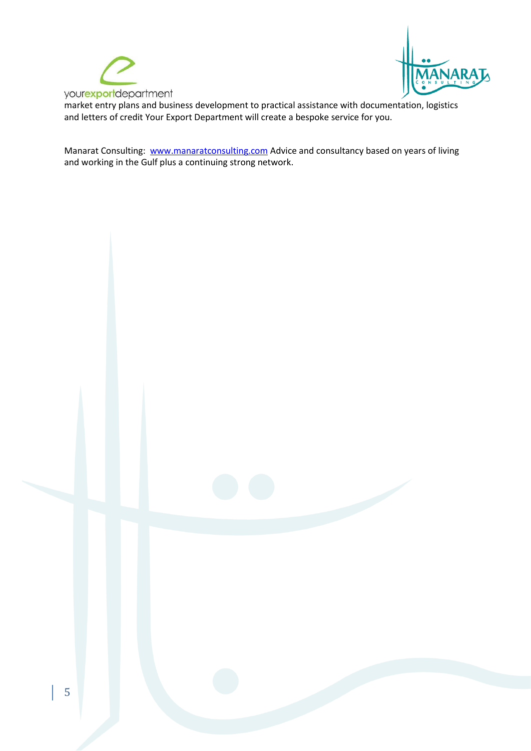market entry plans and business development to practical assistance with documentation, logistics and letters of credit Your Export Department will create a bespoke service for you.

Manarat Consulting: [www.manaratconsulting.com](www.manaratconsulting.com) Advice and consultancy based on years of living and working in the Gulf plus a continuing strong network.